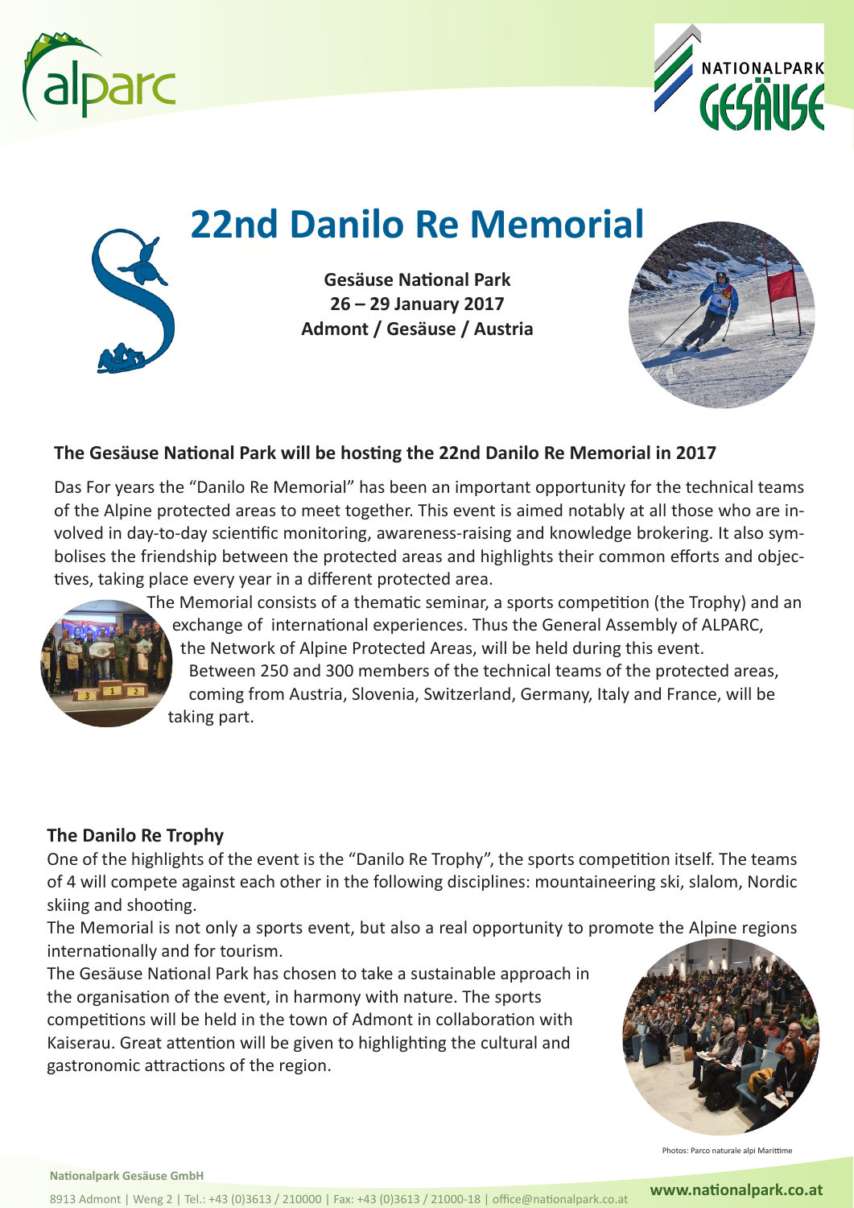# 22nd Danilo Re Memorial

**Gesäuse National Park**
**26 – 29 January 2017**
**Admont / Gesäuse / Austria**

### The Gesäuse National Park will be hosting the 22nd Danilo Re Memorial in 2017

Das For years the "Danilo Re Memorial" has been an important opportunity for the technical teams of the Alpine protected areas to meet together. This event is aimed notably at all those who are involved in day-to-day scientific monitoring, awareness-raising and knowledge brokering. It also symbolises the friendship between the protected areas and highlights their common efforts and objectives, taking place every year in a different protected area.

The Memorial consists of a thematic seminar, a sports competition (the Trophy) and an exchange of international experiences. Thus the General Assembly of ALPARC, the Network of Alpine Protected Areas, will be held during this event. Between 250 and 300 members of the technical teams of the protected areas, coming from Austria, Slovenia, Switzerland, Germany, Italy and France, will be taking part.

### The Danilo Re Trophy

One of the highlights of the event is the "Danilo Re Trophy", the sports competition itself. The teams of 4 will compete against each other in the following disciplines: mountaineering ski, slalom, Nordic skiing and shooting.

The Memorial is not only a sports event, but also a real opportunity to promote the Alpine regions internationally and for tourism.

The Gesäuse National Park has chosen to take a sustainable approach in the organisation of the event, in harmony with nature. The sports competitions will be held in the town of Admont in collaboration with Kaiserau. Great attention will be given to highlighting the cultural and gastronomic attractions of the region.

Photos: Parco naturale alpi Marittime

**Nationalpark Gesäuse GmbH**

8913 Admont | Weng 2 | Tel.: +43 (0)3613 / 210000 | Fax: +43 (0)3613 / 21000-18 | office@nationalpark.co.at

**www.nationalpark.co.at**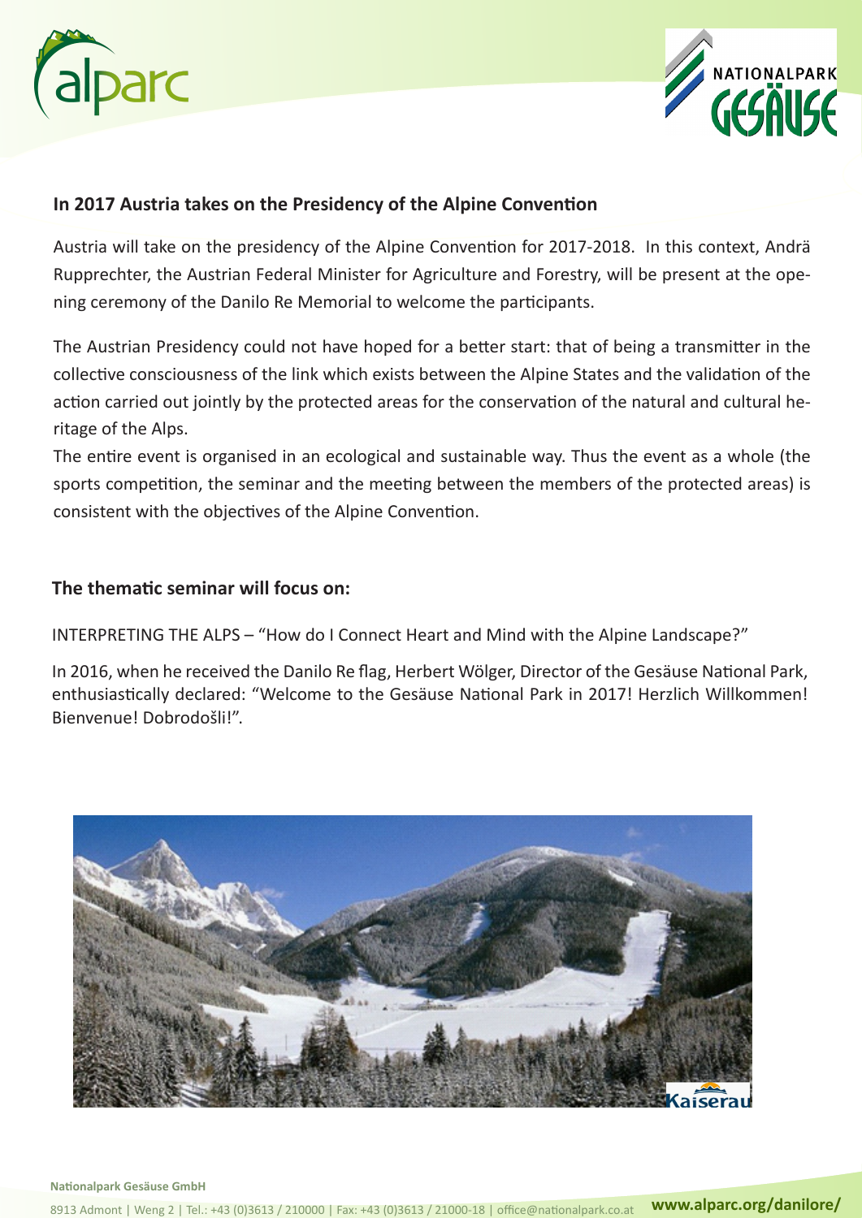### In 2017 Austria takes on the Presidency of the Alpine Convention

Austria will take on the presidency of the Alpine Convention for 2017-2018. In this context, Andrä Rupprechter, the Austrian Federal Minister for Agriculture and Forestry, will be present at the opening ceremony of the Danilo Re Memorial to welcome the participants.

The Austrian Presidency could not have hoped for a better start: that of being a transmitter in the collective consciousness of the link which exists between the Alpine States and the validation of the action carried out jointly by the protected areas for the conservation of the natural and cultural heritage of the Alps.

The entire event is organised in an ecological and sustainable way. Thus the event as a whole (the sports competition, the seminar and the meeting between the members of the protected areas) is consistent with the objectives of the Alpine Convention.

### The thematic seminar will focus on:

INTERPRETING THE ALPS – "How do I Connect Heart and Mind with the Alpine Landscape?"

In 2016, when he received the Danilo Re flag, Herbert Wölger, Director of the Gesäuse National Park, enthusiastically declared: "Welcome to the Gesäuse National Park in 2017! Herzlich Willkommen! Bienvenue! Dobrodošli!".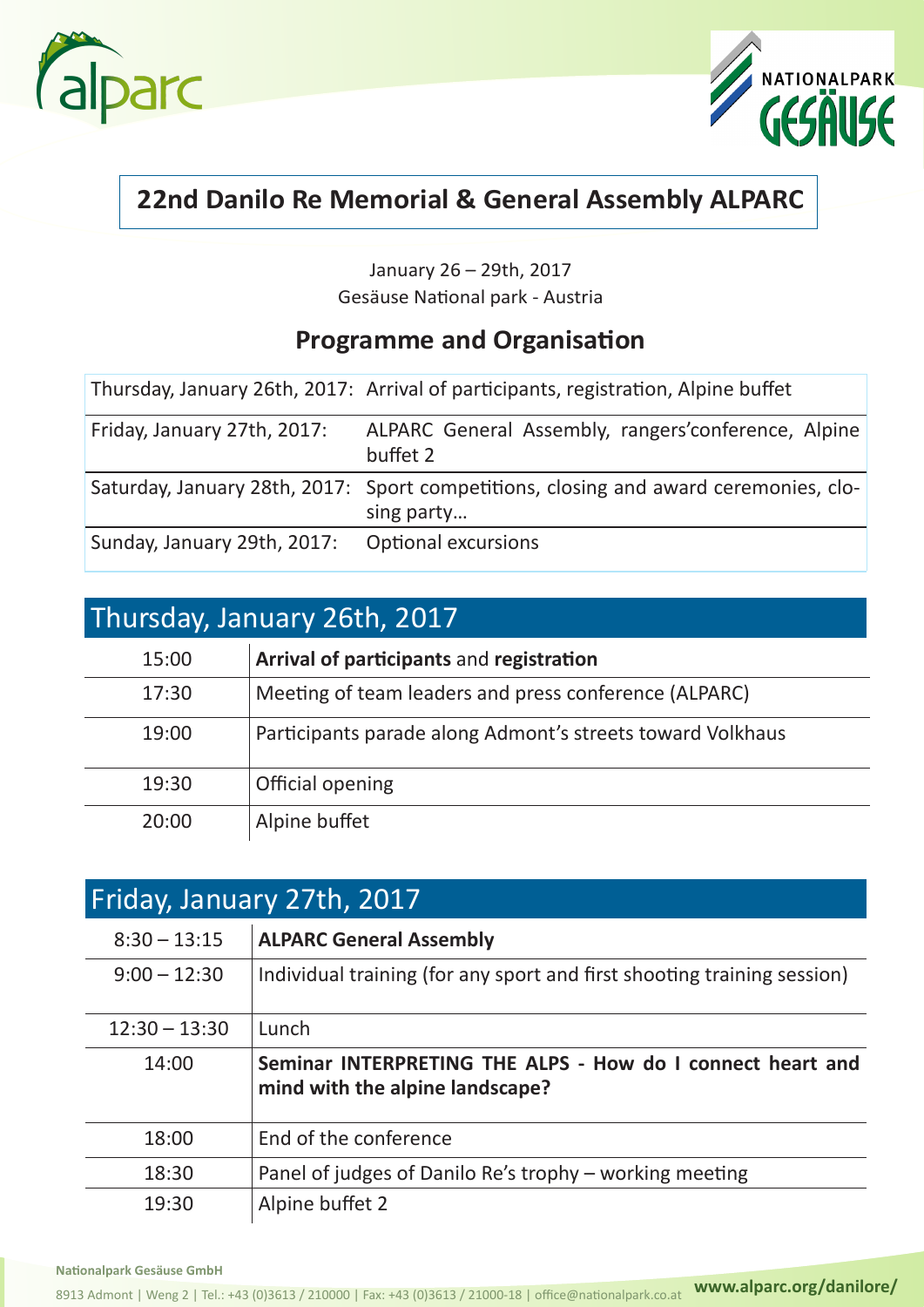## 22nd Danilo Re Memorial & General Assembly ALPARC

January 26 – 29th, 2017
Gesäuse National park - Austria

### Programme and Organisation

| | |
|---|---|
| Thursday, January 26th, 2017: | Arrival of participants, registration, Alpine buffet |
| Friday, January 27th, 2017: | ALPARC General Assembly, rangers'conference, Alpine buffet 2 |
| Saturday, January 28th, 2017: | Sport competitions, closing and award ceremonies, closing party… |
| Sunday, January 29th, 2017: | Optional excursions |

## Thursday, January 26th, 2017

| | |
|---|---|
| 15:00 | **Arrival of participants** and **registration** |
| 17:30 | Meeting of team leaders and press conference (ALPARC) |
| 19:00 | Participants parade along Admont's streets toward Volkhaus |
| 19:30 | Official opening |
| 20:00 | Alpine buffet |

## Friday, January 27th, 2017

| | |
|---|---|
| 8:30 – 13:15 | **ALPARC General Assembly** |
| 9:00 – 12:30 | Individual training (for any sport and first shooting training session) |
| 12:30 – 13:30 | Lunch |
| 14:00 | **Seminar INTERPRETING THE ALPS - How do I connect heart and mind with the alpine landscape?** |
| 18:00 | End of the conference |
| 18:30 | Panel of judges of Danilo Re's trophy – working meeting |
| 19:30 | Alpine buffet 2 |

**Nationalpark Gesäuse GmbH**
8913 Admont | Weng 2 | Tel.: +43 (0)3613 / 210000 | Fax: +43 (0)3613 / 21000-18 | office@nationalpark.co.at **www.alparc.org/danilore/**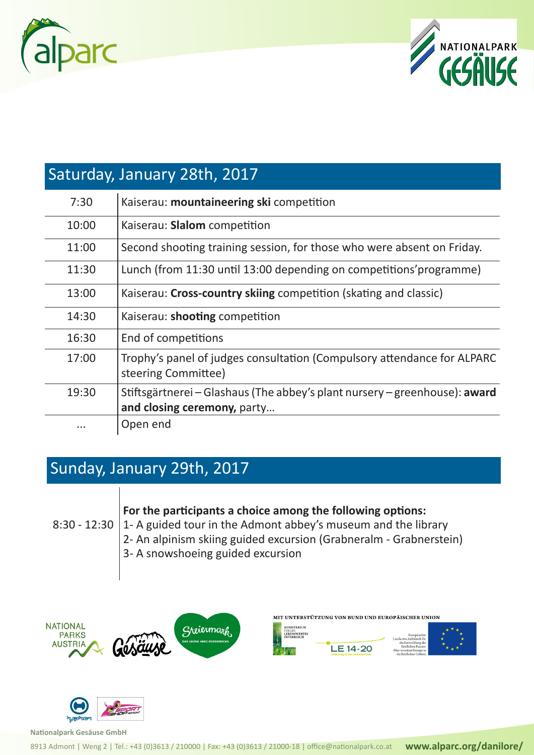## Saturday, January 28th, 2017

| | |
|---|---|
| 7:30 | Kaiserau: **mountaineering ski** competition |
| 10:00 | Kaiserau: **Slalom** competition |
| 11:00 | Second shooting training session, for those who were absent on Friday. |
| 11:30 | Lunch (from 11:30 until 13:00 depending on competitions'programme) |
| 13:00 | Kaiserau: **Cross-country skiing** competition (skating and classic) |
| 14:30 | Kaiserau: **shooting** competition |
| 16:30 | End of competitions |
| 17:00 | Trophy's panel of judges consultation (Compulsory attendance for ALPARC steering Committee) |
| 19:30 | Stiftsgärtnerei – Glashaus (The abbey's plant nursery – greenhouse): **award and closing ceremony,** party… |
| ... | Open end |

## Sunday, January 29th, 2017

| | |
|---|---|
| 8:30 - 12:30 | **For the participants a choice among the following options:**<br>1- A guided tour in the Admont abbey's museum and the library<br>2- An alpinism skiing guided excursion (Grabneralm - Grabnerstein)<br>3- A snowshoeing guided excursion |

MIT UNTERSTÜTZUNG VON BUND UND EUROPÄISCHER UNION

**Nationalpark Gesäuse GmbH**

8913 Admont | Weng 2 | Tel.: +43 (0)3613 / 210000 | Fax: +43 (0)3613 / 21000-18 | office@nationalpark.co.at **www.alparc.org/danilore/**